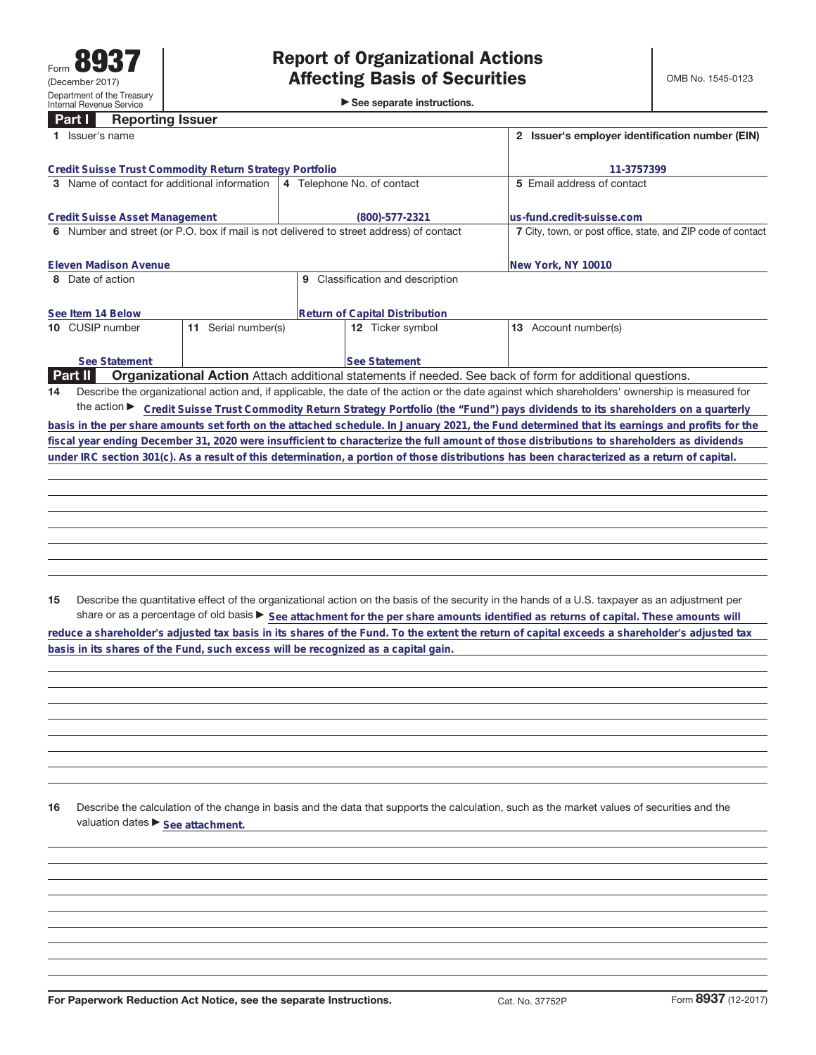Form **8937**
(December 2017)
Department of the Treasury
Internal Revenue Service

# Report of Organizational Actions Affecting Basis of Securities

► See separate instructions.

OMB No. 1545-0123

## Part I Reporting Issuer

| | |
|---|---|
| **1** Issuer's name: Credit Suisse Trust Commodity Return Strategy Portfolio | **2** Issuer's employer identification number (EIN): 11-3757399 |
| **3** Name of contact for additional information: Credit Suisse Asset Management | **4** Telephone No. of contact: (800)-577-2321 |
| **5** Email address of contact: us-fund.credit-suisse.com | |
| **6** Number and street (or P.O. box if mail is not delivered to street address) of contact: Eleven Madison Avenue | **7** City, town, or post office, state, and ZIP code of contact: New York, NY 10010 |
| **8** Date of action: See Item 14 Below | **9** Classification and description: Return of Capital Distribution |
| **10** CUSIP number: See Statement | **11** Serial number(s): |
| **12** Ticker symbol: See Statement | **13** Account number(s): |

## Part II Organizational Action

Attach additional statements if needed. See back of form for additional questions.

**14** Describe the organizational action and, if applicable, the date of the action or the date against which shareholders' ownership is measured for the action ► Credit Suisse Trust Commodity Return Strategy Portfolio (the "Fund") pays dividends to its shareholders on a quarterly basis in the per share amounts set forth on the attached schedule. In January 2021, the Fund determined that its earnings and profits for the fiscal year ending December 31, 2020 were insufficient to characterize the full amount of those distributions to shareholders as dividends under IRC section 301(c). As a result of this determination, a portion of those distributions has been characterized as a return of capital.

**15** Describe the quantitative effect of the organizational action on the basis of the security in the hands of a U.S. taxpayer as an adjustment per share or as a percentage of old basis ► See attachment for the per share amounts identified as returns of capital. These amounts will reduce a shareholder's adjusted tax basis in its shares of the Fund. To the extent the return of capital exceeds a shareholder's adjusted tax basis in its shares of the Fund, such excess will be recognized as a capital gain.

**16** Describe the calculation of the change in basis and the data that supports the calculation, such as the market values of securities and the valuation dates ► See attachment.

For Paperwork Reduction Act Notice, see the separate Instructions. Cat. No. 37752P Form **8937** (12-2017)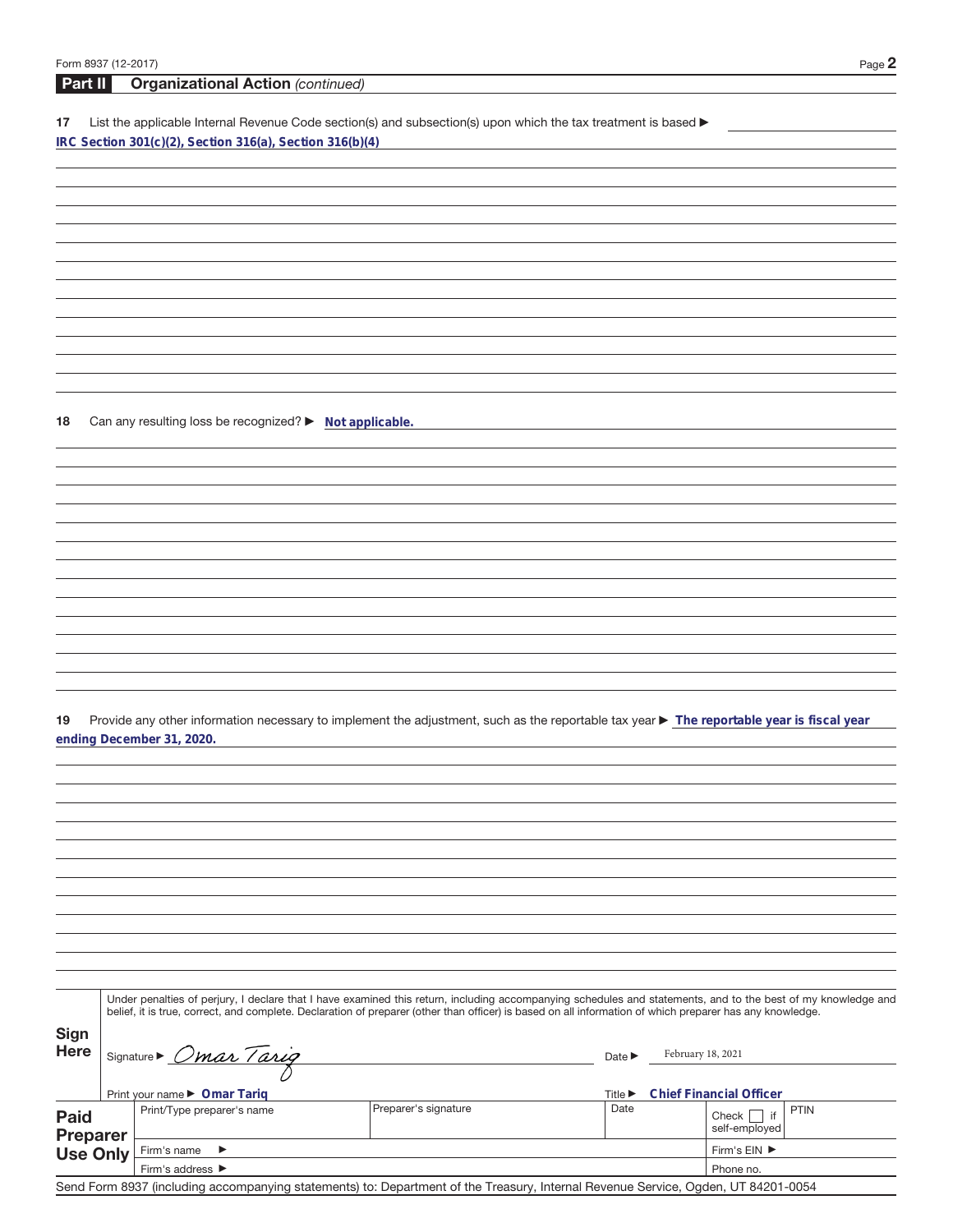## Part II Organizational Action *(continued)*

**17** List the applicable Internal Revenue Code section(s) and subsection(s) upon which the tax treatment is based ▶

IRC Section 301(c)(2), Section 316(a), Section 316(b)(4)

**18** Can any resulting loss be recognized? ▶ Not applicable.

**19** Provide any other information necessary to implement the adjustment, such as the reportable tax year ▶ The reportable year is fiscal year ending December 31, 2020.

**Sign Here**

Under penalties of perjury, I declare that I have examined this return, including accompanying schedules and statements, and to the best of my knowledge and belief, it is true, correct, and complete. Declaration of preparer (other than officer) is based on all information of which preparer has any knowledge.

Signature ▶ *Omar Tariq* Date ▶ February 18, 2021

Print your name ▶ Omar Tariq Title ▶ Chief Financial Officer

**Paid Preparer Use Only**

| Print/Type preparer's name | Preparer's signature | Date | Check ☐ if self-employed | PTIN |
|---|---|---|---|---|
| Firm's name ▶ | | | Firm's EIN ▶ | |
| Firm's address ▶ | | | Phone no. | |

Send Form 8937 (including accompanying statements) to: Department of the Treasury, Internal Revenue Service, Ogden, UT 84201-0054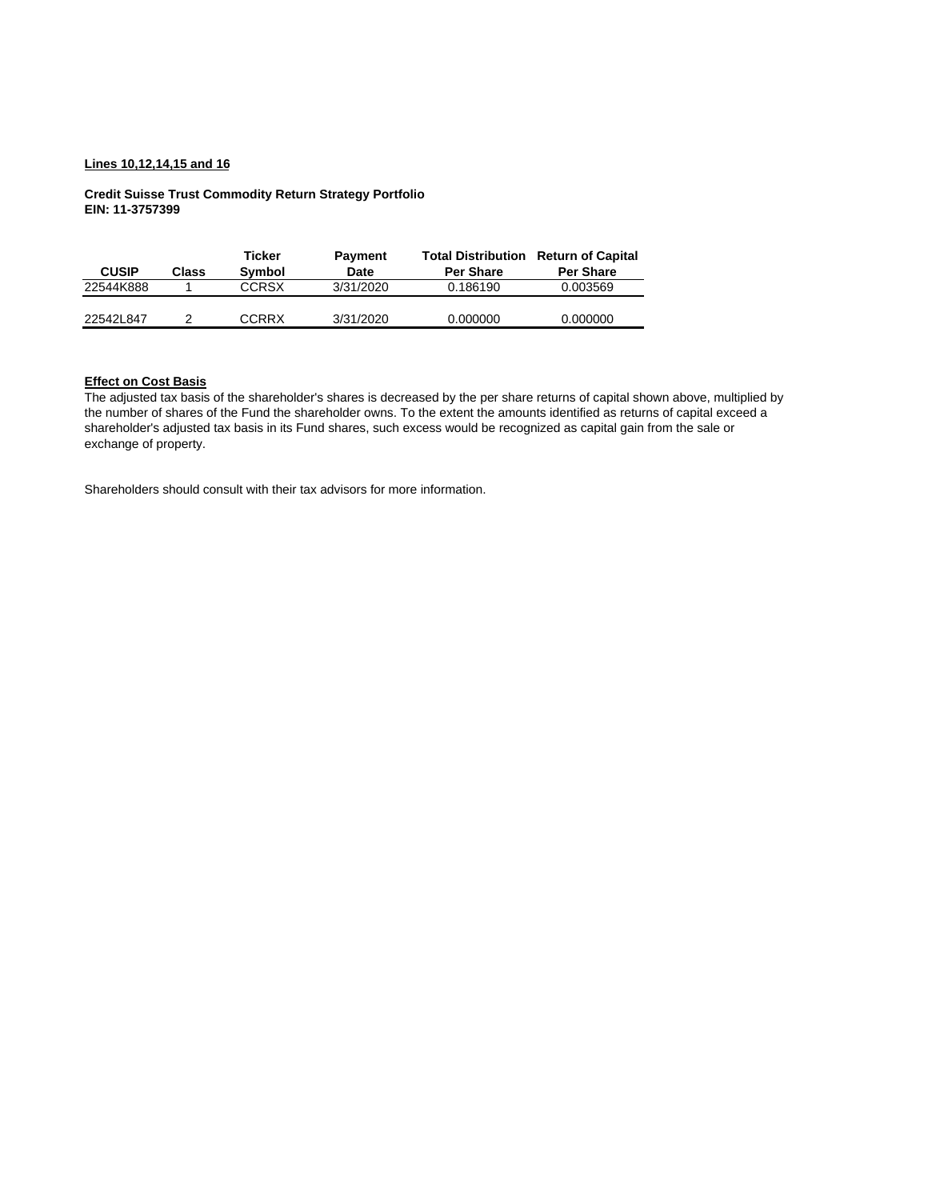**Lines 10,12,14,15 and 16**

**Credit Suisse Trust Commodity Return Strategy Portfolio**
**EIN: 11-3757399**

| CUSIP | Class | Ticker Symbol | Payment Date | Total Distribution Per Share | Return of Capital Per Share |
|---|---|---|---|---|---|
| 22544K888 | 1 | CCRSX | 3/31/2020 | 0.186190 | 0.003569 |
| 22542L847 | 2 | CCRRX | 3/31/2020 | 0.000000 | 0.000000 |

**Effect on Cost Basis**

The adjusted tax basis of the shareholder's shares is decreased by the per share returns of capital shown above, multiplied by the number of shares of the Fund the shareholder owns. To the extent the amounts identified as returns of capital exceed a shareholder's adjusted tax basis in its Fund shares, such excess would be recognized as capital gain from the sale or exchange of property.

Shareholders should consult with their tax advisors for more information.